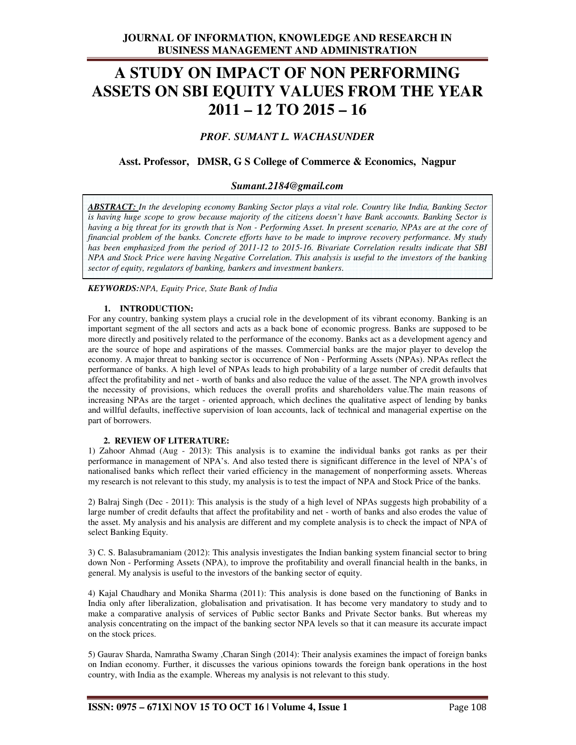# A STUDY ON IMPACT OF NON PERFORMING ASSETS ON SBI EQUITY VALUES FROM THE YEAR 2011 – 12 TO 2015 – 16

***PROF. SUMANT L. WACHASUNDER***

**Asst. Professor, DMSR, G S College of Commerce & Economics, Nagpur**

***Sumant.2184@gmail.com***

***ABSTRACT:*** *In the developing economy Banking Sector plays a vital role. Country like India, Banking Sector is having huge scope to grow because majority of the citizens doesn't have Bank accounts. Banking Sector is having a big threat for its growth that is Non - Performing Asset. In present scenario, NPAs are at the core of financial problem of the banks. Concrete efforts have to be made to improve recovery performance. My study has been emphasized from the period of 2011-12 to 2015-16. Bivariate Correlation results indicate that SBI NPA and Stock Price were having Negative Correlation. This analysis is useful to the investors of the banking sector of equity, regulators of banking, bankers and investment bankers.*

***KEYWORDS:****NPA, Equity Price, State Bank of India*

## 1. INTRODUCTION:

For any country, banking system plays a crucial role in the development of its vibrant economy. Banking is an important segment of the all sectors and acts as a back bone of economic progress. Banks are supposed to be more directly and positively related to the performance of the economy. Banks act as a development agency and are the source of hope and aspirations of the masses. Commercial banks are the major player to develop the economy. A major threat to banking sector is occurrence of Non - Performing Assets (NPAs). NPAs reflect the performance of banks. A high level of NPAs leads to high probability of a large number of credit defaults that affect the profitability and net - worth of banks and also reduce the value of the asset. The NPA growth involves the necessity of provisions, which reduces the overall profits and shareholders value.The main reasons of increasing NPAs are the target - oriented approach, which declines the qualitative aspect of lending by banks and willful defaults, ineffective supervision of loan accounts, lack of technical and managerial expertise on the part of borrowers.

## 2. REVIEW OF LITERATURE:

1) Zahoor Ahmad (Aug - 2013): This analysis is to examine the individual banks got ranks as per their performance in management of NPA's. And also tested there is significant difference in the level of NPA's of nationalised banks which reflect their varied efficiency in the management of nonperforming assets. Whereas my research is not relevant to this study, my analysis is to test the impact of NPA and Stock Price of the banks.

2) Balraj Singh (Dec - 2011): This analysis is the study of a high level of NPAs suggests high probability of a large number of credit defaults that affect the profitability and net - worth of banks and also erodes the value of the asset. My analysis and his analysis are different and my complete analysis is to check the impact of NPA of select Banking Equity.

3) C. S. Balasubramaniam (2012): This analysis investigates the Indian banking system financial sector to bring down Non - Performing Assets (NPA), to improve the profitability and overall financial health in the banks, in general. My analysis is useful to the investors of the banking sector of equity.

4) Kajal Chaudhary and Monika Sharma (2011): This analysis is done based on the functioning of Banks in India only after liberalization, globalisation and privatisation. It has become very mandatory to study and to make a comparative analysis of services of Public sector Banks and Private Sector banks. But whereas my analysis concentrating on the impact of the banking sector NPA levels so that it can measure its accurate impact on the stock prices.

5) Gaurav Sharda, Namratha Swamy ,Charan Singh (2014): Their analysis examines the impact of foreign banks on Indian economy. Further, it discusses the various opinions towards the foreign bank operations in the host country, with India as the example. Whereas my analysis is not relevant to this study.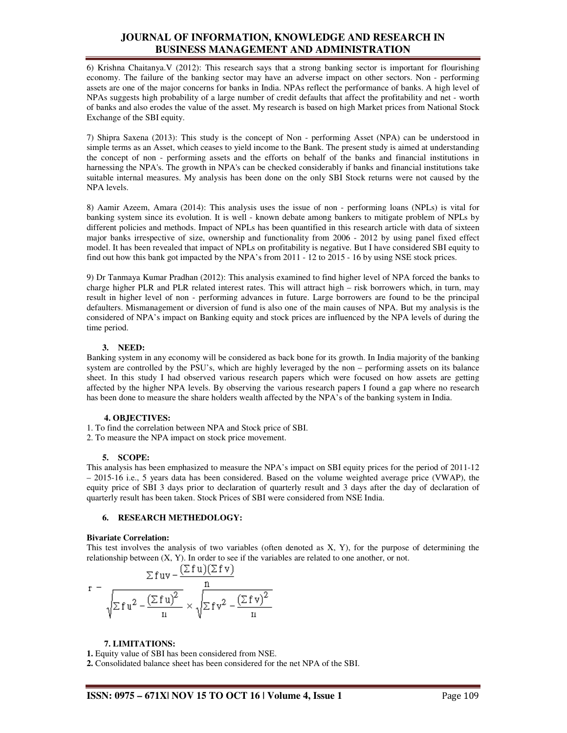6) Krishna Chaitanya.V (2012): This research says that a strong banking sector is important for flourishing economy. The failure of the banking sector may have an adverse impact on other sectors. Non - performing assets are one of the major concerns for banks in India. NPAs reflect the performance of banks. A high level of NPAs suggests high probability of a large number of credit defaults that affect the profitability and net - worth of banks and also erodes the value of the asset. My research is based on high Market prices from National Stock Exchange of the SBI equity.

7) Shipra Saxena (2013): This study is the concept of Non - performing Asset (NPA) can be understood in simple terms as an Asset, which ceases to yield income to the Bank. The present study is aimed at understanding the concept of non - performing assets and the efforts on behalf of the banks and financial institutions in harnessing the NPA's. The growth in NPA's can be checked considerably if banks and financial institutions take suitable internal measures. My analysis has been done on the only SBI Stock returns were not caused by the NPA levels.

8) Aamir Azeem, Amara (2014): This analysis uses the issue of non - performing loans (NPLs) is vital for banking system since its evolution. It is well - known debate among bankers to mitigate problem of NPLs by different policies and methods. Impact of NPLs has been quantified in this research article with data of sixteen major banks irrespective of size, ownership and functionality from 2006 - 2012 by using panel fixed effect model. It has been revealed that impact of NPLs on profitability is negative. But I have considered SBI equity to find out how this bank got impacted by the NPA's from 2011 - 12 to 2015 - 16 by using NSE stock prices.

9) Dr Tanmaya Kumar Pradhan (2012): This analysis examined to find higher level of NPA forced the banks to charge higher PLR and PLR related interest rates. This will attract high – risk borrowers which, in turn, may result in higher level of non - performing advances in future. Large borrowers are found to be the principal defaulters. Mismanagement or diversion of fund is also one of the main causes of NPA. But my analysis is the considered of NPA's impact on Banking equity and stock prices are influenced by the NPA levels of during the time period.

## 3. NEED:

Banking system in any economy will be considered as back bone for its growth. In India majority of the banking system are controlled by the PSU's, which are highly leveraged by the non – performing assets on its balance sheet. In this study I had observed various research papers which were focused on how assets are getting affected by the higher NPA levels. By observing the various research papers I found a gap where no research has been done to measure the share holders wealth affected by the NPA's of the banking system in India.

## 4. OBJECTIVES:

1. To find the correlation between NPA and Stock price of SBI.
2. To measure the NPA impact on stock price movement.

## 5. SCOPE:

This analysis has been emphasized to measure the NPA's impact on SBI equity prices for the period of 2011-12 – 2015-16 i.e., 5 years data has been considered. Based on the volume weighted average price (VWAP), the equity price of SBI 3 days prior to declaration of quarterly result and 3 days after the day of declaration of quarterly result has been taken. Stock Prices of SBI were considered from NSE India.

## 6. RESEARCH METHEDOLOGY:

**Bivariate Correlation:**

This test involves the analysis of two variables (often denoted as X, Y), for the purpose of determining the relationship between (X, Y). In order to see if the variables are related to one another, or not.

$$r = \frac{\Sigma fuv - \frac{(\Sigma fu)(\Sigma fv)}{n}}{\sqrt{\Sigma fu^2 - \frac{(\Sigma fu)^2}{n}} \times \sqrt{\Sigma fv^2 - \frac{(\Sigma fv)^2}{n}}}$$

## 7. LIMITATIONS:

**1.** Equity value of SBI has been considered from NSE.

**2.** Consolidated balance sheet has been considered for the net NPA of the SBI.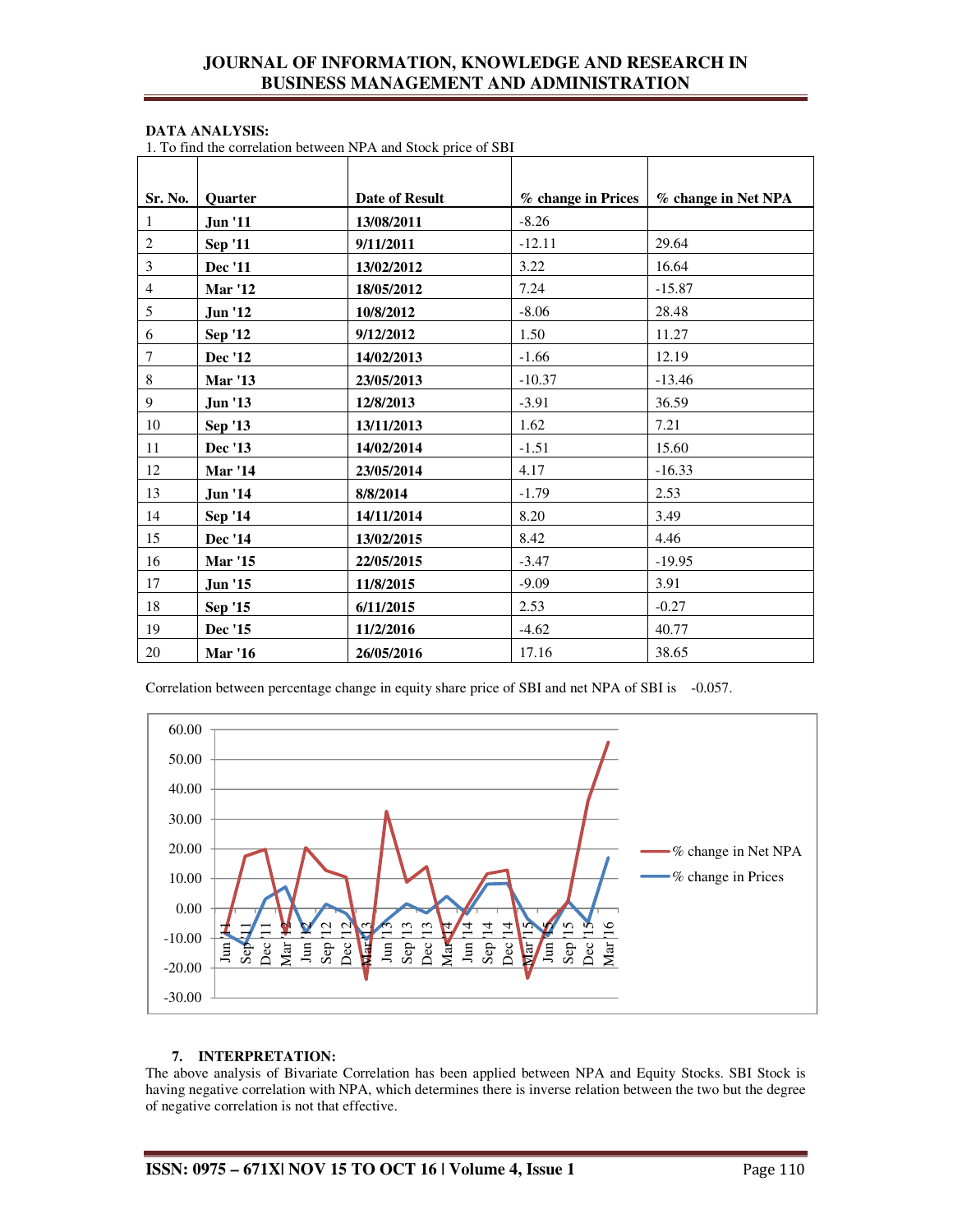**DATA ANALYSIS:**

1. To find the correlation between NPA and Stock price of SBI

| Sr. No. | Quarter | Date of Result | % change in Prices | % change in Net NPA |
|---|---|---|---|---|
| 1 | **Jun '11** | **13/08/2011** | -8.26 | |
| 2 | **Sep '11** | **9/11/2011** | -12.11 | 29.64 |
| 3 | **Dec '11** | **13/02/2012** | 3.22 | 16.64 |
| 4 | **Mar '12** | **18/05/2012** | 7.24 | -15.87 |
| 5 | **Jun '12** | **10/8/2012** | -8.06 | 28.48 |
| 6 | **Sep '12** | **9/12/2012** | 1.50 | 11.27 |
| 7 | **Dec '12** | **14/02/2013** | -1.66 | 12.19 |
| 8 | **Mar '13** | **23/05/2013** | -10.37 | -13.46 |
| 9 | **Jun '13** | **12/8/2013** | -3.91 | 36.59 |
| 10 | **Sep '13** | **13/11/2013** | 1.62 | 7.21 |
| 11 | **Dec '13** | **14/02/2014** | -1.51 | 15.60 |
| 12 | **Mar '14** | **23/05/2014** | 4.17 | -16.33 |
| 13 | **Jun '14** | **8/8/2014** | -1.79 | 2.53 |
| 14 | **Sep '14** | **14/11/2014** | 8.20 | 3.49 |
| 15 | **Dec '14** | **13/02/2015** | 8.42 | 4.46 |
| 16 | **Mar '15** | **22/05/2015** | -3.47 | -19.95 |
| 17 | **Jun '15** | **11/8/2015** | -9.09 | 3.91 |
| 18 | **Sep '15** | **6/11/2015** | 2.53 | -0.27 |
| 19 | **Dec '15** | **11/2/2016** | -4.62 | 40.77 |
| 20 | **Mar '16** | **26/05/2016** | 17.16 | 38.65 |

Correlation between percentage change in equity share price of SBI and net NPA of SBI is -0.057.

### 7. INTERPRETATION:

The above analysis of Bivariate Correlation has been applied between NPA and Equity Stocks. SBI Stock is having negative correlation with NPA, which determines there is inverse relation between the two but the degree of negative correlation is not that effective.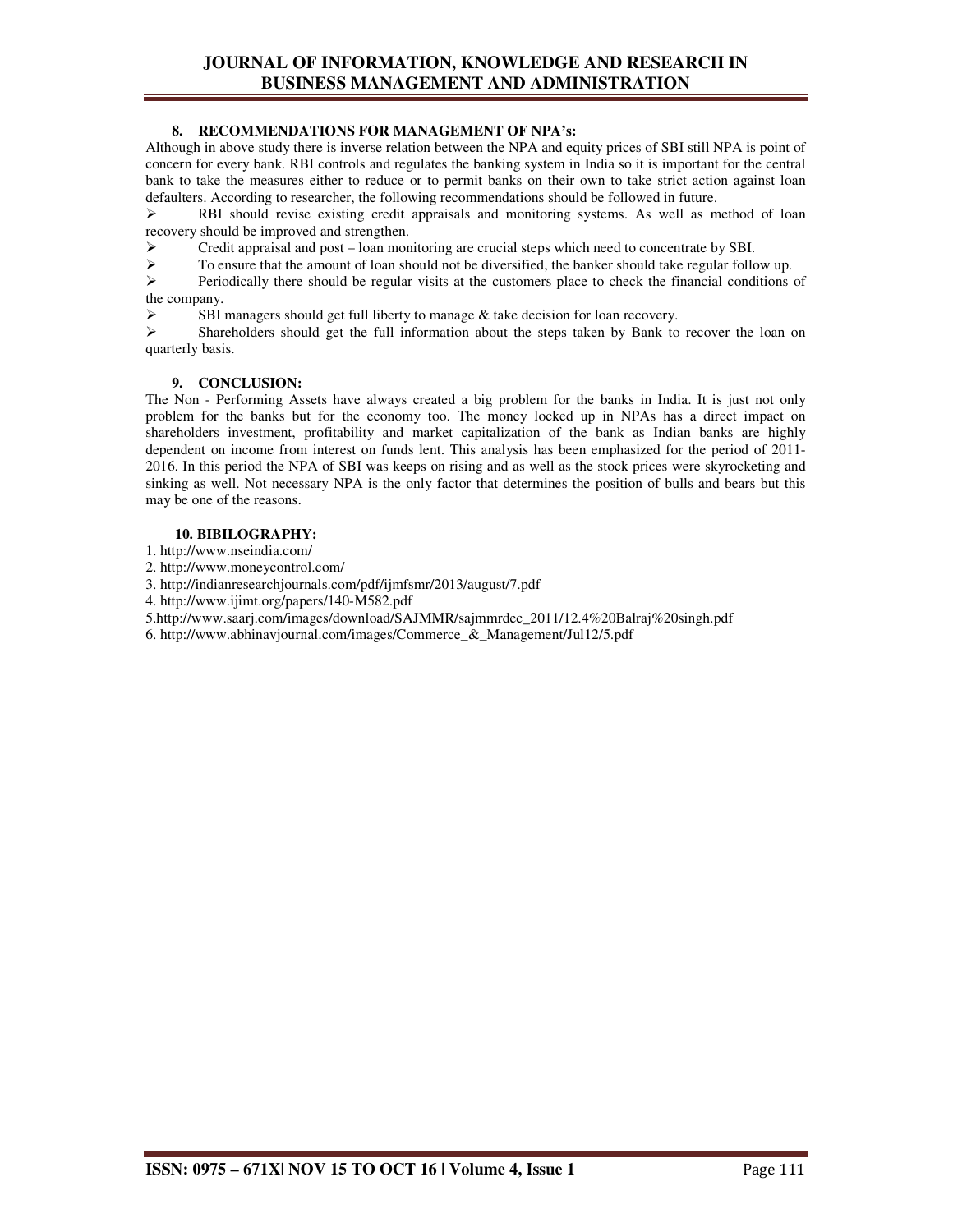## 8. RECOMMENDATIONS FOR MANAGEMENT OF NPA's:

Although in above study there is inverse relation between the NPA and equity prices of SBI still NPA is point of concern for every bank. RBI controls and regulates the banking system in India so it is important for the central bank to take the measures either to reduce or to permit banks on their own to take strict action against loan defaulters. According to researcher, the following recommendations should be followed in future.

- RBI should revise existing credit appraisals and monitoring systems. As well as method of loan recovery should be improved and strengthen.
- Credit appraisal and post – loan monitoring are crucial steps which need to concentrate by SBI.
- To ensure that the amount of loan should not be diversified, the banker should take regular follow up.
- Periodically there should be regular visits at the customers place to check the financial conditions of the company.
- SBI managers should get full liberty to manage & take decision for loan recovery.
- Shareholders should get the full information about the steps taken by Bank to recover the loan on quarterly basis.

## 9. CONCLUSION:

The Non - Performing Assets have always created a big problem for the banks in India. It is just not only problem for the banks but for the economy too. The money locked up in NPAs has a direct impact on shareholders investment, profitability and market capitalization of the bank as Indian banks are highly dependent on income from interest on funds lent. This analysis has been emphasized for the period of 2011-2016. In this period the NPA of SBI was keeps on rising and as well as the stock prices were skyrocketing and sinking as well. Not necessary NPA is the only factor that determines the position of bulls and bears but this may be one of the reasons.

## 10. BIBILOGRAPHY:

1. http://www.nseindia.com/
2. http://www.moneycontrol.com/
3. http://indianresearchjournals.com/pdf/ijmfsmr/2013/august/7.pdf
4. http://www.ijimt.org/papers/140-M582.pdf
5. http://www.saarj.com/images/download/SAJMMR/sajmmrdec_2011/12.4%20Balraj%20singh.pdf
6. http://www.abhinavjournal.com/images/Commerce_&_Management/Jul12/5.pdf